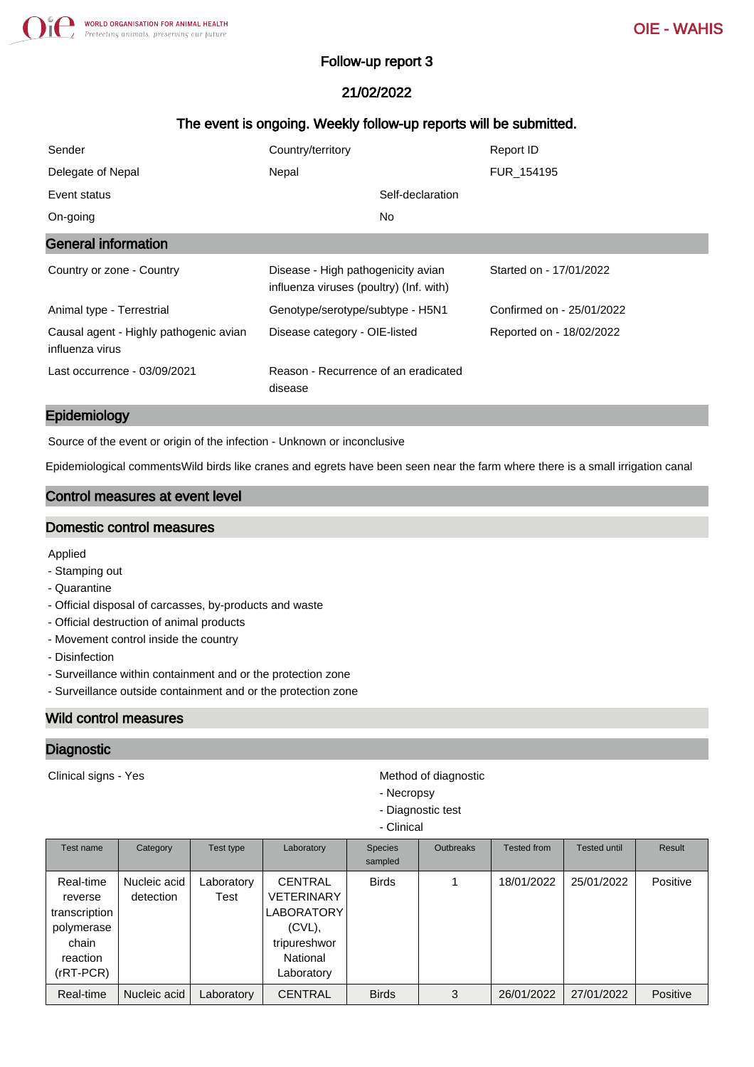# Follow-up report 3

## 21/02/2022

### The event is ongoing. Weekly follow-up reports will be submitted.

| Sender | Country/territory | Report ID |
|---|---|---|
| Delegate of Nepal | Nepal | FUR_154195 |
| Event status | Self-declaration | |
| On-going | No | |

## General information

| | | |
|---|---|---|
| Country or zone - Country | Disease - High pathogenicity avian influenza viruses (poultry) (Inf. with) | Started on - 17/01/2022 |
| Animal type - Terrestrial | Genotype/serotype/subtype - H5N1 | Confirmed on - 25/01/2022 |
| Causal agent - Highly pathogenic avian influenza virus | Disease category - OIE-listed | Reported on - 18/02/2022 |
| Last occurrence - 03/09/2021 | Reason - Recurrence of an eradicated disease | |

## Epidemiology

Source of the event or origin of the infection - Unknown or inconclusive

Epidemiological commentsWild birds like cranes and egrets have been seen near the farm where there is a small irrigation canal

## Control measures at event level

### Domestic control measures

Applied
- Stamping out
- Quarantine
- Official disposal of carcasses, by-products and waste
- Official destruction of animal products
- Movement control inside the country
- Disinfection
- Surveillance within containment and or the protection zone
- Surveillance outside containment and or the protection zone

### Wild control measures

## Diagnostic

Clinical signs - Yes

Method of diagnostic
- Necropsy
- Diagnostic test
- Clinical

| Test name | Category | Test type | Laboratory | Species sampled | Outbreaks | Tested from | Tested until | Result |
|---|---|---|---|---|---|---|---|---|
| Real-time reverse transcription polymerase chain reaction (rRT-PCR) | Nucleic acid detection | Laboratory Test | CENTRAL VETERINARY LABORATORY (CVL), tripureshwor National Laboratory | Birds | 1 | 18/01/2022 | 25/01/2022 | Positive |
| Real-time | Nucleic acid | Laboratory | CENTRAL | Birds | 3 | 26/01/2022 | 27/01/2022 | Positive |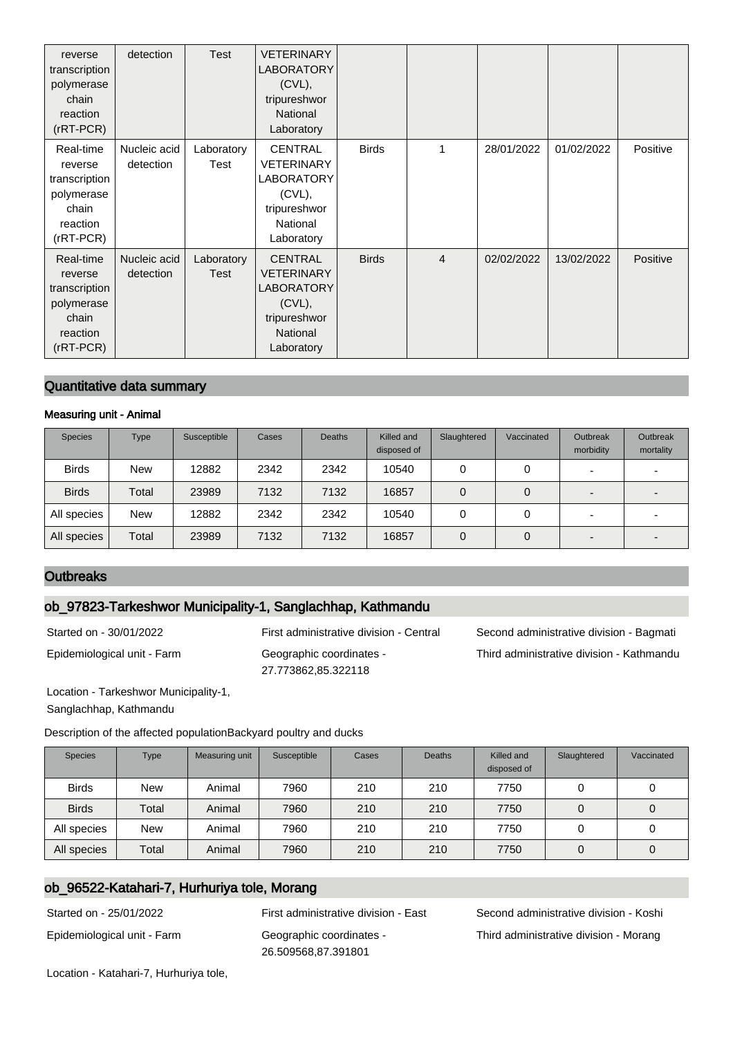| reverse transcription polymerase chain reaction (rRT-PCR) | detection | Test | VETERINARY LABORATORY (CVL), tripureshwor National Laboratory | | | | | |
| --- | --- | --- | --- | --- | --- | --- | --- | --- |
| Real-time reverse transcription polymerase chain reaction (rRT-PCR) | Nucleic acid detection | Laboratory Test | CENTRAL VETERINARY LABORATORY (CVL), tripureshwor National Laboratory | Birds | 1 | 28/01/2022 | 01/02/2022 | Positive |
| Real-time reverse transcription polymerase chain reaction (rRT-PCR) | Nucleic acid detection | Laboratory Test | CENTRAL VETERINARY LABORATORY (CVL), tripureshwor National Laboratory | Birds | 4 | 02/02/2022 | 13/02/2022 | Positive |

## Quantitative data summary

### Measuring unit - Animal

| Species | Type | Susceptible | Cases | Deaths | Killed and disposed of | Slaughtered | Vaccinated | Outbreak morbidity | Outbreak mortality |
| --- | --- | --- | --- | --- | --- | --- | --- | --- | --- |
| Birds | New | 12882 | 2342 | 2342 | 10540 | 0 | 0 | - | - |
| Birds | Total | 23989 | 7132 | 7132 | 16857 | 0 | 0 | - | - |
| All species | New | 12882 | 2342 | 2342 | 10540 | 0 | 0 | - | - |
| All species | Total | 23989 | 7132 | 7132 | 16857 | 0 | 0 | - | - |

## Outbreaks

### ob_97823-Tarkeshwor Municipality-1, Sanglachhap, Kathmandu

Started on - 30/01/2022

First administrative division - Central

Second administrative division - Bagmati

Epidemiological unit - Farm

Geographic coordinates - 27.773862,85.322118

Third administrative division - Kathmandu

Location - Tarkeshwor Municipality-1, Sanglachhap, Kathmandu

Description of the affected populationBackyard poultry and ducks

| Species | Type | Measuring unit | Susceptible | Cases | Deaths | Killed and disposed of | Slaughtered | Vaccinated |
| --- | --- | --- | --- | --- | --- | --- | --- | --- |
| Birds | New | Animal | 7960 | 210 | 210 | 7750 | 0 | 0 |
| Birds | Total | Animal | 7960 | 210 | 210 | 7750 | 0 | 0 |
| All species | New | Animal | 7960 | 210 | 210 | 7750 | 0 | 0 |
| All species | Total | Animal | 7960 | 210 | 210 | 7750 | 0 | 0 |

### ob_96522-Katahari-7, Hurhuriya tole, Morang

Started on - 25/01/2022

First administrative division - East

Second administrative division - Koshi

Epidemiological unit - Farm

Geographic coordinates - 26.509568,87.391801

Third administrative division - Morang

Location - Katahari-7, Hurhuriya tole,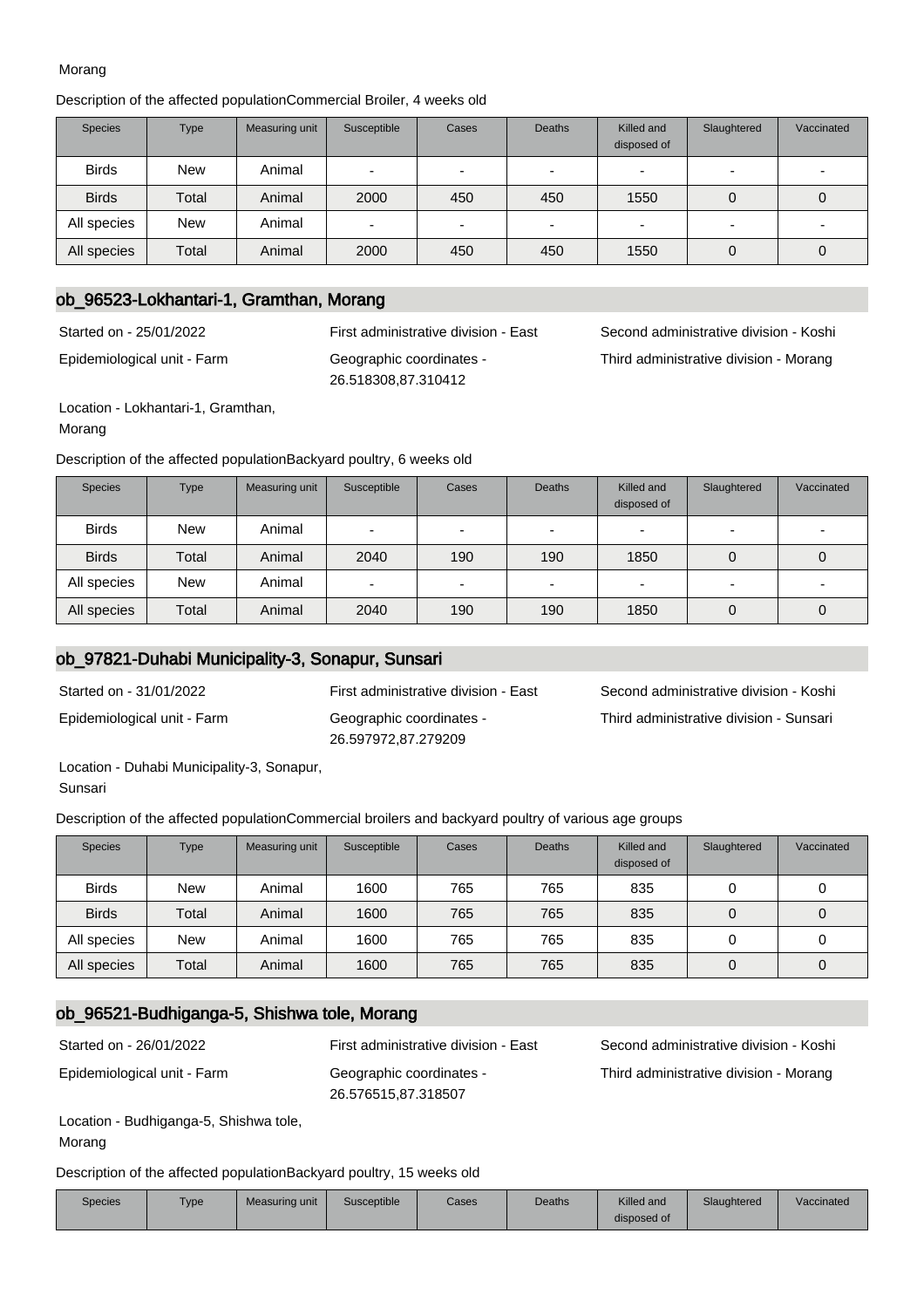Morang

Description of the affected populationCommercial Broiler, 4 weeks old

| Species | Type | Measuring unit | Susceptible | Cases | Deaths | Killed and disposed of | Slaughtered | Vaccinated |
|---|---|---|---|---|---|---|---|---|
| Birds | New | Animal | - | - | - | - | - | - |
| Birds | Total | Animal | 2000 | 450 | 450 | 1550 | 0 | 0 |
| All species | New | Animal | - | - | - | - | - | - |
| All species | Total | Animal | 2000 | 450 | 450 | 1550 | 0 | 0 |

## ob_96523-Lokhantari-1, Gramthan, Morang

Started on - 25/01/2022

First administrative division - East

Second administrative division - Koshi

Epidemiological unit - Farm

Geographic coordinates - 26.518308,87.310412

Third administrative division - Morang

Location - Lokhantari-1, Gramthan, Morang

Description of the affected populationBackyard poultry, 6 weeks old

| Species | Type | Measuring unit | Susceptible | Cases | Deaths | Killed and disposed of | Slaughtered | Vaccinated |
|---|---|---|---|---|---|---|---|---|
| Birds | New | Animal | - | - | - | - | - | - |
| Birds | Total | Animal | 2040 | 190 | 190 | 1850 | 0 | 0 |
| All species | New | Animal | - | - | - | - | - | - |
| All species | Total | Animal | 2040 | 190 | 190 | 1850 | 0 | 0 |

## ob_97821-Duhabi Municipality-3, Sonapur, Sunsari

Started on - 31/01/2022

First administrative division - East

Second administrative division - Koshi

Epidemiological unit - Farm

Geographic coordinates - 26.597972,87.279209

Third administrative division - Sunsari

Location - Duhabi Municipality-3, Sonapur, Sunsari

Description of the affected populationCommercial broilers and backyard poultry of various age groups

| Species | Type | Measuring unit | Susceptible | Cases | Deaths | Killed and disposed of | Slaughtered | Vaccinated |
|---|---|---|---|---|---|---|---|---|
| Birds | New | Animal | 1600 | 765 | 765 | 835 | 0 | 0 |
| Birds | Total | Animal | 1600 | 765 | 765 | 835 | 0 | 0 |
| All species | New | Animal | 1600 | 765 | 765 | 835 | 0 | 0 |
| All species | Total | Animal | 1600 | 765 | 765 | 835 | 0 | 0 |

## ob_96521-Budhiganga-5, Shishwa tole, Morang

Started on - 26/01/2022

First administrative division - East

Second administrative division - Koshi

Epidemiological unit - Farm

Geographic coordinates - 26.576515,87.318507

Third administrative division - Morang

Location - Budhiganga-5, Shishwa tole, Morang

Description of the affected populationBackyard poultry, 15 weeks old

| Species | Type | Measuring unit | Susceptible | Cases | Deaths | Killed and disposed of | Slaughtered | Vaccinated |
|---|---|---|---|---|---|---|---|---|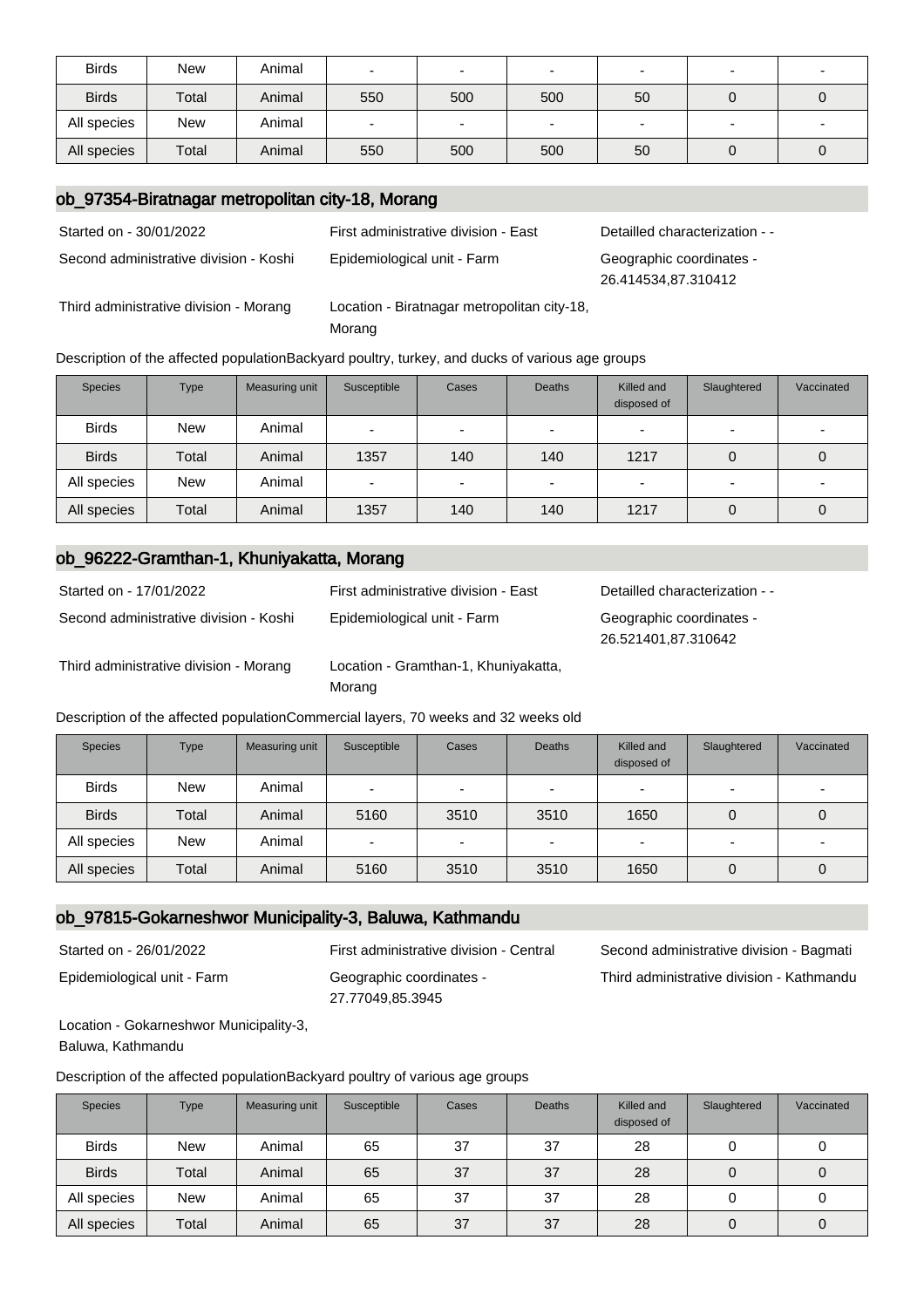| Birds | New | Animal | - | - | - | - | - | - |
|---|---|---|---|---|---|---|---|---|
| Birds | Total | Animal | 550 | 500 | 500 | 50 | 0 | 0 |
| All species | New | Animal | - | - | - | - | - | - |
| All species | Total | Animal | 550 | 500 | 500 | 50 | 0 | 0 |

## ob_97354-Biratnagar metropolitan city-18, Morang

Started on - 30/01/2022

First administrative division - East

Detailled characterization - -

Second administrative division - Koshi

Epidemiological unit - Farm

Geographic coordinates - 26.414534,87.310412

Third administrative division - Morang

Location - Biratnagar metropolitan city-18, Morang

Description of the affected populationBackyard poultry, turkey, and ducks of various age groups

| Species | Type | Measuring unit | Susceptible | Cases | Deaths | Killed and disposed of | Slaughtered | Vaccinated |
|---|---|---|---|---|---|---|---|---|
| Birds | New | Animal | - | - | - | - | - | - |
| Birds | Total | Animal | 1357 | 140 | 140 | 1217 | 0 | 0 |
| All species | New | Animal | - | - | - | - | - | - |
| All species | Total | Animal | 1357 | 140 | 140 | 1217 | 0 | 0 |

## ob_96222-Gramthan-1, Khuniyakatta, Morang

Started on - 17/01/2022

First administrative division - East

Detailled characterization - -

Second administrative division - Koshi

Epidemiological unit - Farm

Geographic coordinates - 26.521401,87.310642

Third administrative division - Morang

Location - Gramthan-1, Khuniyakatta, Morang

Description of the affected populationCommercial layers, 70 weeks and 32 weeks old

| Species | Type | Measuring unit | Susceptible | Cases | Deaths | Killed and disposed of | Slaughtered | Vaccinated |
|---|---|---|---|---|---|---|---|---|
| Birds | New | Animal | - | - | - | - | - | - |
| Birds | Total | Animal | 5160 | 3510 | 3510 | 1650 | 0 | 0 |
| All species | New | Animal | - | - | - | - | - | - |
| All species | Total | Animal | 5160 | 3510 | 3510 | 1650 | 0 | 0 |

## ob_97815-Gokarneshwor Municipality-3, Baluwa, Kathmandu

Started on - 26/01/2022

First administrative division - Central

Second administrative division - Bagmati

Epidemiological unit - Farm

Geographic coordinates - 27.77049,85.3945

Third administrative division - Kathmandu

Location - Gokarneshwor Municipality-3, Baluwa, Kathmandu

Description of the affected populationBackyard poultry of various age groups

| Species | Type | Measuring unit | Susceptible | Cases | Deaths | Killed and disposed of | Slaughtered | Vaccinated |
|---|---|---|---|---|---|---|---|---|
| Birds | New | Animal | 65 | 37 | 37 | 28 | 0 | 0 |
| Birds | Total | Animal | 65 | 37 | 37 | 28 | 0 | 0 |
| All species | New | Animal | 65 | 37 | 37 | 28 | 0 | 0 |
| All species | Total | Animal | 65 | 37 | 37 | 28 | 0 | 0 |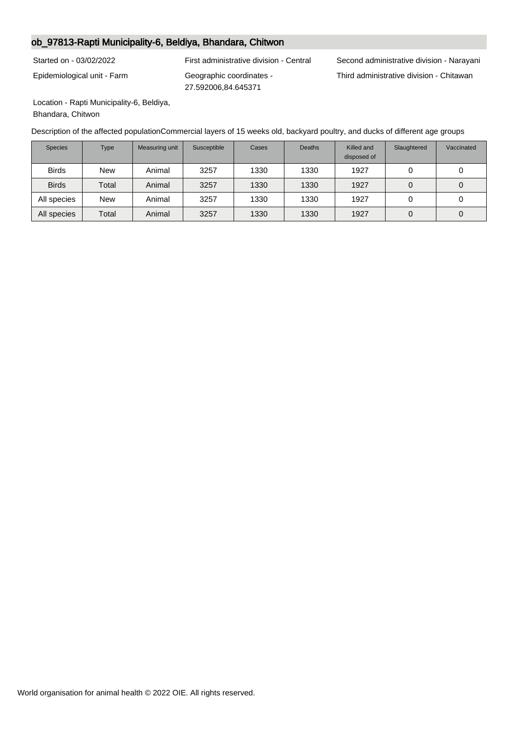## ob_97813-Rapti Municipality-6, Beldiya, Bhandara, Chitwon

Started on - 03/02/2022

First administrative division - Central

Second administrative division - Narayani

Epidemiological unit - Farm

Geographic coordinates - 27.592006,84.645371

Third administrative division - Chitawan

Location - Rapti Municipality-6, Beldiya, Bhandara, Chitwon

Description of the affected populationCommercial layers of 15 weeks old, backyard poultry, and ducks of different age groups

| Species | Type | Measuring unit | Susceptible | Cases | Deaths | Killed and disposed of | Slaughtered | Vaccinated |
|---|---|---|---|---|---|---|---|---|
| Birds | New | Animal | 3257 | 1330 | 1330 | 1927 | 0 | 0 |
| Birds | Total | Animal | 3257 | 1330 | 1330 | 1927 | 0 | 0 |
| All species | New | Animal | 3257 | 1330 | 1330 | 1927 | 0 | 0 |
| All species | Total | Animal | 3257 | 1330 | 1330 | 1927 | 0 | 0 |

World organisation for animal health © 2022 OIE. All rights reserved.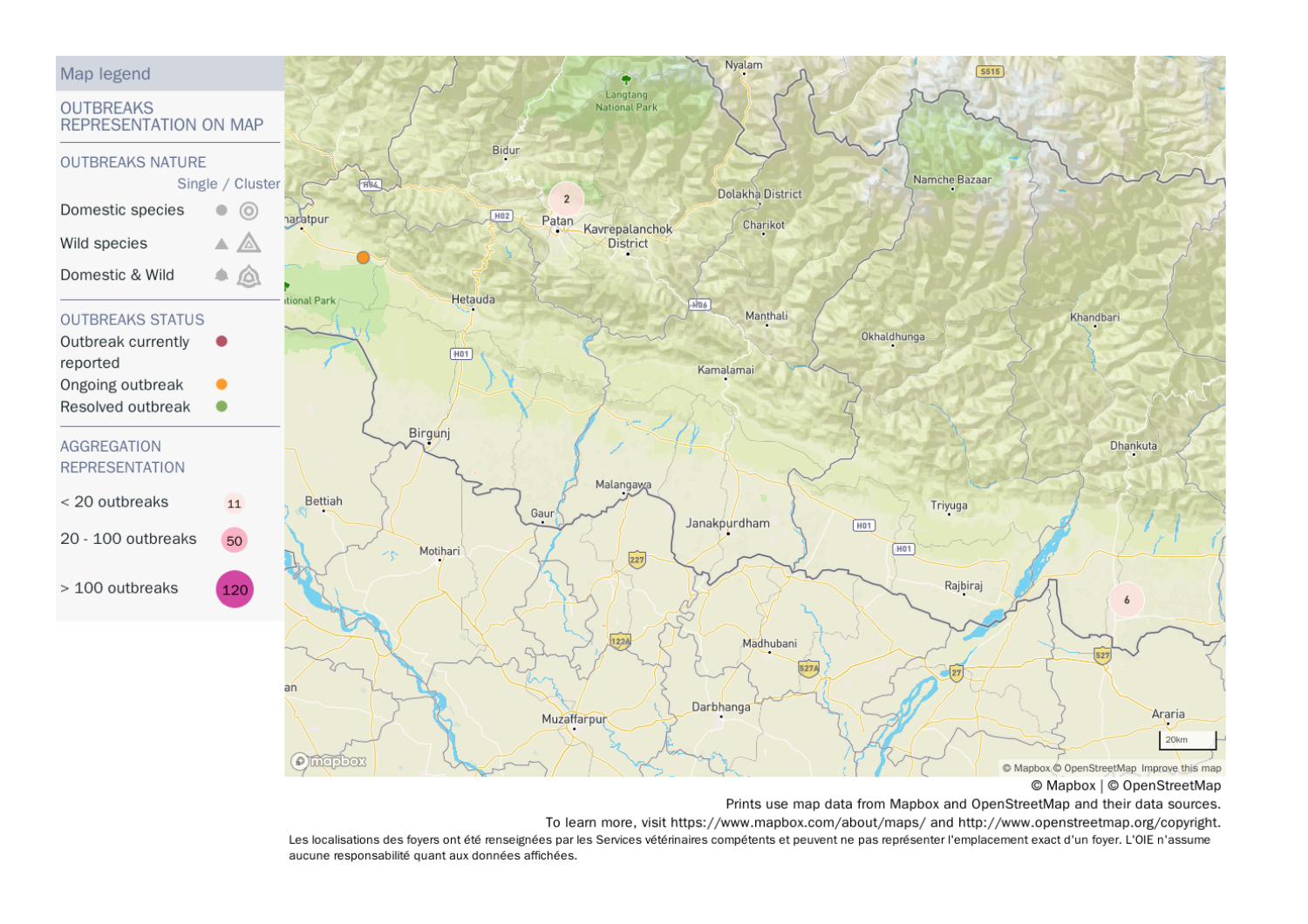Map legend

OUTBREAKS REPRESENTATION ON MAP

OUTBREAKS NATURE

Single / Cluster

Domestic species

Wild species

Domestic & Wild

OUTBREAKS STATUS

Outbreak currently reported

Ongoing outbreak

Resolved outbreak

AGGREGATION REPRESENTATION

< 20 outbreaks 11

20 - 100 outbreaks 50

> 100 outbreaks 120

2

6

20km

© Mapbox © OpenStreetMap Improve this map

© Mapbox | © OpenStreetMap

Prints use map data from Mapbox and OpenStreetMap and their data sources.

To learn more, visit https://www.mapbox.com/about/maps/ and http://www.openstreetmap.org/copyright.

Les localisations des foyers ont été renseignées par les Services vétérinaires compétents et peuvent ne pas représenter l'emplacement exact d'un foyer. L'OIE n'assume aucune responsabilité quant aux données affichées.